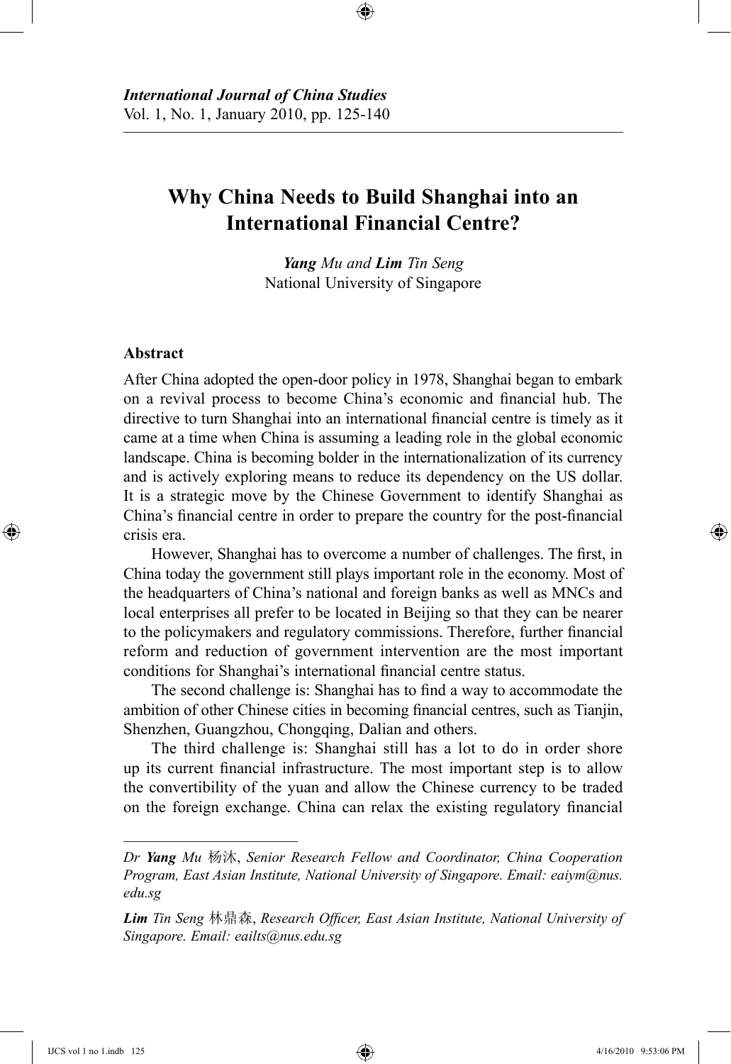*International Journal of China Studies*
Vol. 1, No. 1, January 2010, pp. 125-140

# Why China Needs to Build Shanghai into an International Financial Centre?

***Yang** Mu and **Lim** Tin Seng*
National University of Singapore

### Abstract

After China adopted the open-door policy in 1978, Shanghai began to embark on a revival process to become China's economic and financial hub. The directive to turn Shanghai into an international financial centre is timely as it came at a time when China is assuming a leading role in the global economic landscape. China is becoming bolder in the internationalization of its currency and is actively exploring means to reduce its dependency on the US dollar. It is a strategic move by the Chinese Government to identify Shanghai as China's financial centre in order to prepare the country for the post-financial crisis era.

However, Shanghai has to overcome a number of challenges. The first, in China today the government still plays important role in the economy. Most of the headquarters of China's national and foreign banks as well as MNCs and local enterprises all prefer to be located in Beijing so that they can be nearer to the policymakers and regulatory commissions. Therefore, further financial reform and reduction of government intervention are the most important conditions for Shanghai's international financial centre status.

The second challenge is: Shanghai has to find a way to accommodate the ambition of other Chinese cities in becoming financial centres, such as Tianjin, Shenzhen, Guangzhou, Chongqing, Dalian and others.

The third challenge is: Shanghai still has a lot to do in order shore up its current financial infrastructure. The most important step is to allow the convertibility of the yuan and allow the Chinese currency to be traded on the foreign exchange. China can relax the existing regulatory financial

---

*Dr **Yang** Mu* 杨沐*, Senior Research Fellow and Coordinator, China Cooperation Program, East Asian Institute, National University of Singapore. Email: eaiym@nus.edu.sg*

***Lim** Tin Seng* 林鼎森*, Research Officer, East Asian Institute, National University of Singapore. Email: eailts@nus.edu.sg*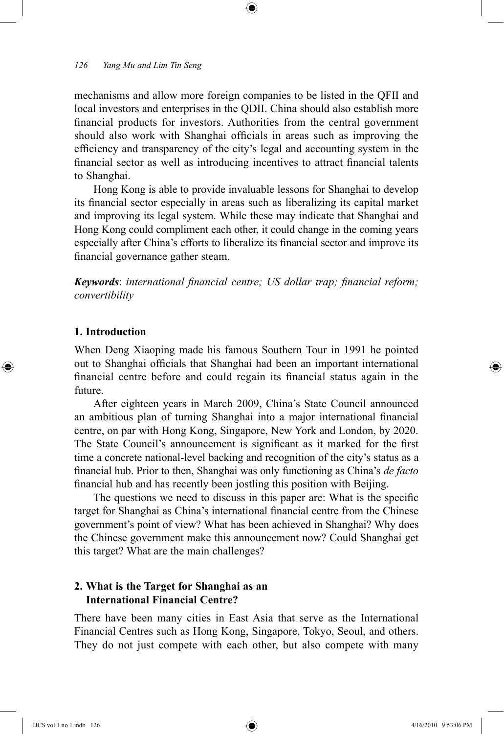mechanisms and allow more foreign companies to be listed in the QFII and local investors and enterprises in the QDII. China should also establish more financial products for investors. Authorities from the central government should also work with Shanghai officials in areas such as improving the efficiency and transparency of the city's legal and accounting system in the financial sector as well as introducing incentives to attract financial talents to Shanghai.

Hong Kong is able to provide invaluable lessons for Shanghai to develop its financial sector especially in areas such as liberalizing its capital market and improving its legal system. While these may indicate that Shanghai and Hong Kong could compliment each other, it could change in the coming years especially after China's efforts to liberalize its financial sector and improve its financial governance gather steam.

***Keywords***: *international financial centre; US dollar trap; financial reform; convertibility*

## 1. Introduction

When Deng Xiaoping made his famous Southern Tour in 1991 he pointed out to Shanghai officials that Shanghai had been an important international financial centre before and could regain its financial status again in the future.

After eighteen years in March 2009, China's State Council announced an ambitious plan of turning Shanghai into a major international financial centre, on par with Hong Kong, Singapore, New York and London, by 2020. The State Council's announcement is significant as it marked for the first time a concrete national-level backing and recognition of the city's status as a financial hub. Prior to then, Shanghai was only functioning as China's *de facto* financial hub and has recently been jostling this position with Beijing.

The questions we need to discuss in this paper are: What is the specific target for Shanghai as China's international financial centre from the Chinese government's point of view? What has been achieved in Shanghai? Why does the Chinese government make this announcement now? Could Shanghai get this target? What are the main challenges?

## 2. What is the Target for Shanghai as an International Financial Centre?

There have been many cities in East Asia that serve as the International Financial Centres such as Hong Kong, Singapore, Tokyo, Seoul, and others. They do not just compete with each other, but also compete with many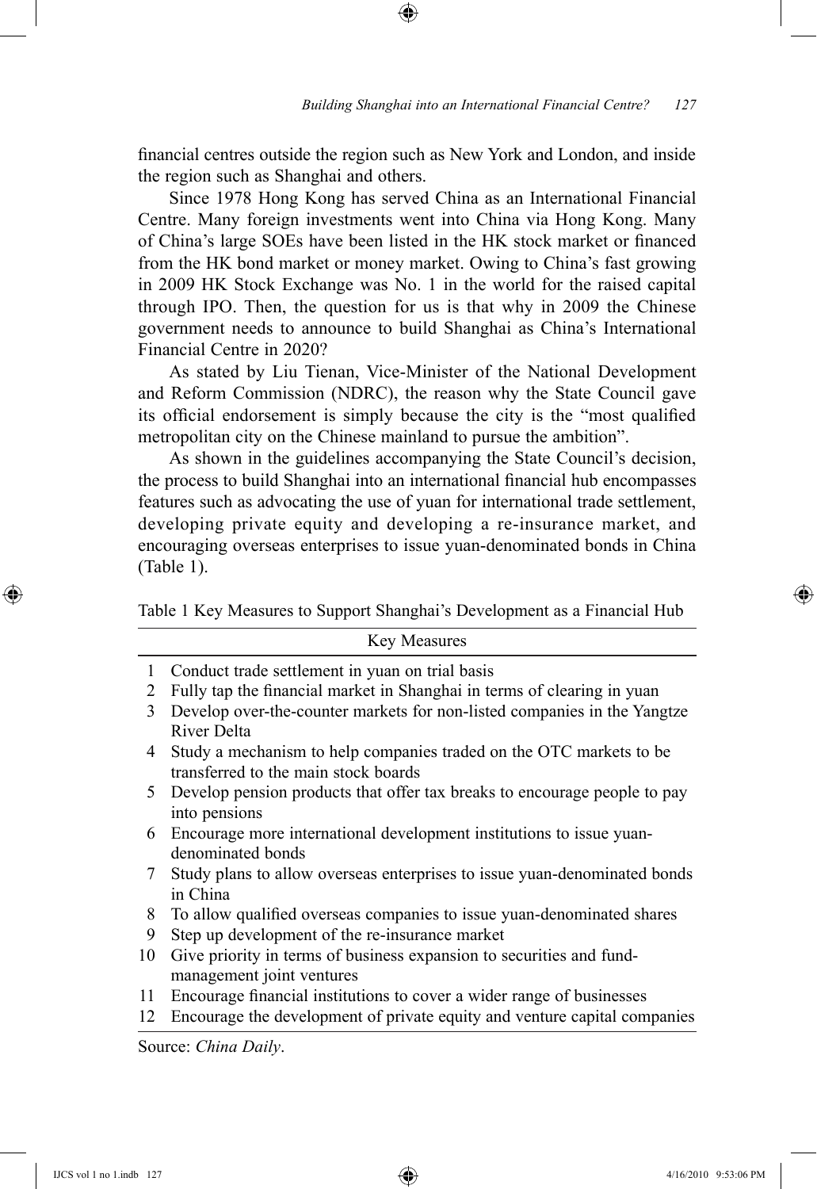financial centres outside the region such as New York and London, and inside the region such as Shanghai and others.

Since 1978 Hong Kong has served China as an International Financial Centre. Many foreign investments went into China via Hong Kong. Many of China's large SOEs have been listed in the HK stock market or financed from the HK bond market or money market. Owing to China's fast growing in 2009 HK Stock Exchange was No. 1 in the world for the raised capital through IPO. Then, the question for us is that why in 2009 the Chinese government needs to announce to build Shanghai as China's International Financial Centre in 2020?

As stated by Liu Tienan, Vice-Minister of the National Development and Reform Commission (NDRC), the reason why the State Council gave its official endorsement is simply because the city is the "most qualified metropolitan city on the Chinese mainland to pursue the ambition".

As shown in the guidelines accompanying the State Council's decision, the process to build Shanghai into an international financial hub encompasses features such as advocating the use of yuan for international trade settlement, developing private equity and developing a re-insurance market, and encouraging overseas enterprises to issue yuan-denominated bonds in China (Table 1).

Table 1 Key Measures to Support Shanghai's Development as a Financial Hub

| | Key Measures |
|---|---|
| 1 | Conduct trade settlement in yuan on trial basis |
| 2 | Fully tap the financial market in Shanghai in terms of clearing in yuan |
| 3 | Develop over-the-counter markets for non-listed companies in the Yangtze River Delta |
| 4 | Study a mechanism to help companies traded on the OTC markets to be transferred to the main stock boards |
| 5 | Develop pension products that offer tax breaks to encourage people to pay into pensions |
| 6 | Encourage more international development institutions to issue yuan-denominated bonds |
| 7 | Study plans to allow overseas enterprises to issue yuan-denominated bonds in China |
| 8 | To allow qualified overseas companies to issue yuan-denominated shares |
| 9 | Step up development of the re-insurance market |
| 10 | Give priority in terms of business expansion to securities and fund-management joint ventures |
| 11 | Encourage financial institutions to cover a wider range of businesses |
| 12 | Encourage the development of private equity and venture capital companies |

Source: *China Daily*.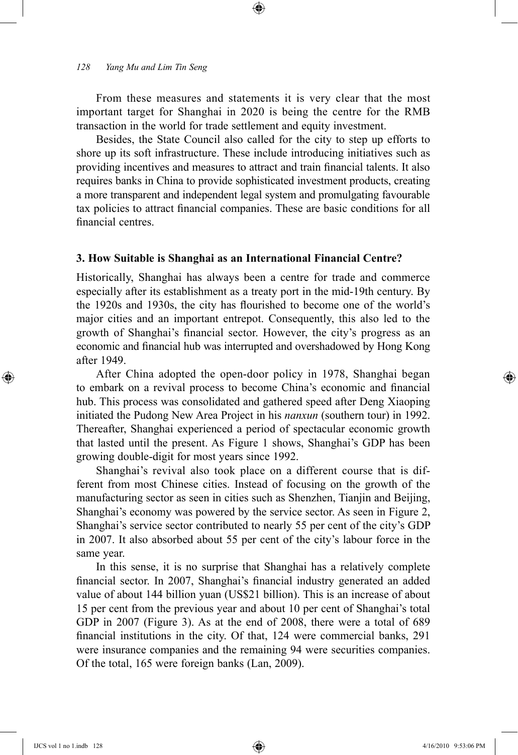From these measures and statements it is very clear that the most important target for Shanghai in 2020 is being the centre for the RMB transaction in the world for trade settlement and equity investment.

Besides, the State Council also called for the city to step up efforts to shore up its soft infrastructure. These include introducing initiatives such as providing incentives and measures to attract and train financial talents. It also requires banks in China to provide sophisticated investment products, creating a more transparent and independent legal system and promulgating favourable tax policies to attract financial companies. These are basic conditions for all financial centres.

### 3. How Suitable is Shanghai as an International Financial Centre?

Historically, Shanghai has always been a centre for trade and commerce especially after its establishment as a treaty port in the mid-19th century. By the 1920s and 1930s, the city has flourished to become one of the world's major cities and an important entrepot. Consequently, this also led to the growth of Shanghai's financial sector. However, the city's progress as an economic and financial hub was interrupted and overshadowed by Hong Kong after 1949.

After China adopted the open-door policy in 1978, Shanghai began to embark on a revival process to become China's economic and financial hub. This process was consolidated and gathered speed after Deng Xiaoping initiated the Pudong New Area Project in his *nanxun* (southern tour) in 1992. Thereafter, Shanghai experienced a period of spectacular economic growth that lasted until the present. As Figure 1 shows, Shanghai's GDP has been growing double-digit for most years since 1992.

Shanghai's revival also took place on a different course that is different from most Chinese cities. Instead of focusing on the growth of the manufacturing sector as seen in cities such as Shenzhen, Tianjin and Beijing, Shanghai's economy was powered by the service sector. As seen in Figure 2, Shanghai's service sector contributed to nearly 55 per cent of the city's GDP in 2007. It also absorbed about 55 per cent of the city's labour force in the same year.

In this sense, it is no surprise that Shanghai has a relatively complete financial sector. In 2007, Shanghai's financial industry generated an added value of about 144 billion yuan (US$21 billion). This is an increase of about 15 per cent from the previous year and about 10 per cent of Shanghai's total GDP in 2007 (Figure 3). As at the end of 2008, there were a total of 689 financial institutions in the city. Of that, 124 were commercial banks, 291 were insurance companies and the remaining 94 were securities companies. Of the total, 165 were foreign banks (Lan, 2009).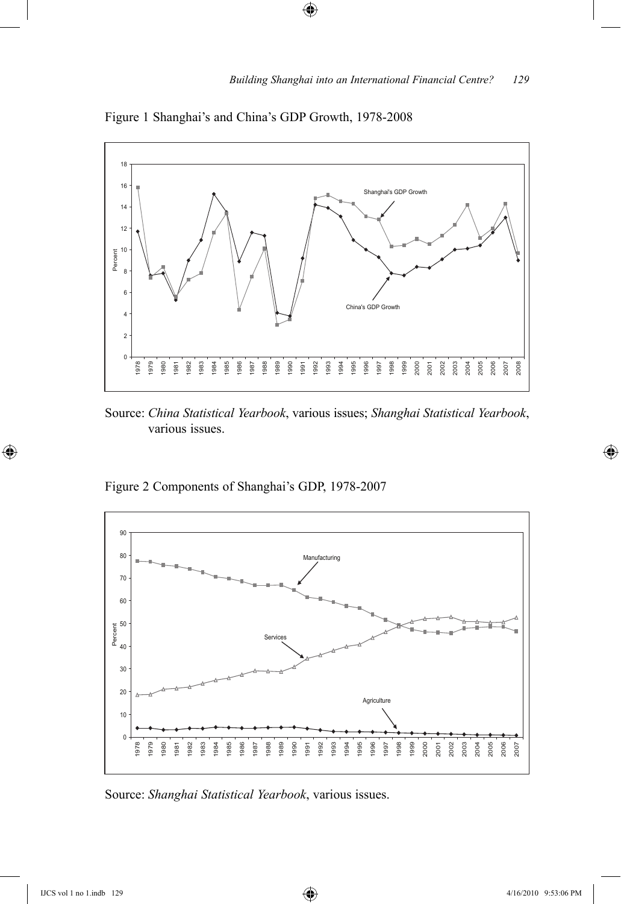Figure 1 Shanghai's and China's GDP Growth, 1978-2008

Percent

18
16
14
12
10
8
6
4
2
0

1978 1979 1980 1981 1982 1983 1984 1985 1986 1987 1988 1989 1990 1991 1992 1993 1994 1995 1996 1997 1998 1999 2000 2001 2002 2003 2004 2005 2006 2007 2008

Shanghai's GDP Growth

China's GDP Growth

Source: *China Statistical Yearbook*, various issues; *Shanghai Statistical Yearbook*, various issues.

Figure 2 Components of Shanghai's GDP, 1978-2007

Percent

90
80
70
60
50
40
30
20
10
0

1978 1979 1980 1981 1982 1983 1984 1985 1986 1987 1988 1989 1990 1991 1992 1993 1994 1995 1996 1997 1998 1999 2000 2001 2002 2003 2004 2005 2006 2007

Manufacturing

Services

Agriculture

Source: *Shanghai Statistical Yearbook*, various issues.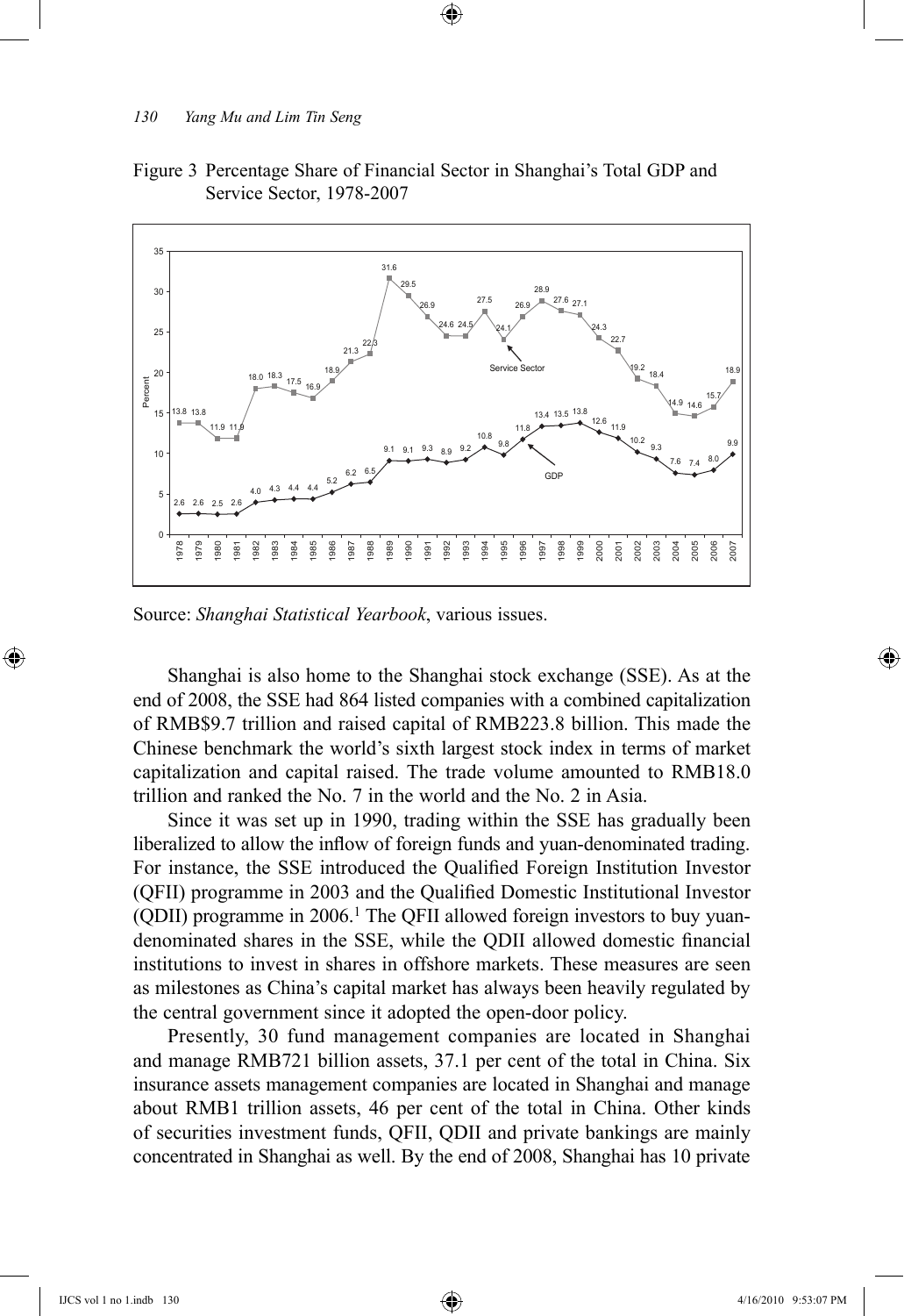Figure 3 Percentage Share of Financial Sector in Shanghai's Total GDP and Service Sector, 1978-2007

Percent

Service Sector

13.8 13.8 11.9 11.9 18.0 18.3 17.5 16.9 18.9 21.3 22.3 31.6 29.5 26.9 24.6 24.5 27.5 24.1 26.9 28.9 27.6 27.1 24.3 22.7 19.2 18.4 14.9 14.6 15.7 18.9

GDP

2.6 2.6 2.5 2.6 4.0 4.3 4.4 4.4 5.2 6.2 6.5 9.1 9.1 9.3 8.9 9.2 10.8 9.8 11.8 13.4 13.5 13.8 12.6 11.9 10.2 9.3 7.6 7.4 8.0 9.9

1978 1979 1980 1981 1982 1983 1984 1985 1986 1987 1988 1989 1990 1991 1992 1993 1994 1995 1996 1997 1998 1999 2000 2001 2002 2003 2004 2005 2006 2007

0 5 10 15 20 25 30 35

Source: *Shanghai Statistical Yearbook*, various issues.

Shanghai is also home to the Shanghai stock exchange (SSE). As at the end of 2008, the SSE had 864 listed companies with a combined capitalization of RMB$9.7 trillion and raised capital of RMB223.8 billion. This made the Chinese benchmark the world's sixth largest stock index in terms of market capitalization and capital raised. The trade volume amounted to RMB18.0 trillion and ranked the No. 7 in the world and the No. 2 in Asia.

Since it was set up in 1990, trading within the SSE has gradually been liberalized to allow the inflow of foreign funds and yuan-denominated trading. For instance, the SSE introduced the Qualified Foreign Institution Investor (QFII) programme in 2003 and the Qualified Domestic Institutional Investor (QDII) programme in 2006.[1] The QFII allowed foreign investors to buy yuan-denominated shares in the SSE, while the QDII allowed domestic financial institutions to invest in shares in offshore markets. These measures are seen as milestones as China's capital market has always been heavily regulated by the central government since it adopted the open-door policy.

Presently, 30 fund management companies are located in Shanghai and manage RMB721 billion assets, 37.1 per cent of the total in China. Six insurance assets management companies are located in Shanghai and manage about RMB1 trillion assets, 46 per cent of the total in China. Other kinds of securities investment funds, QFII, QDII and private bankings are mainly concentrated in Shanghai as well. By the end of 2008, Shanghai has 10 private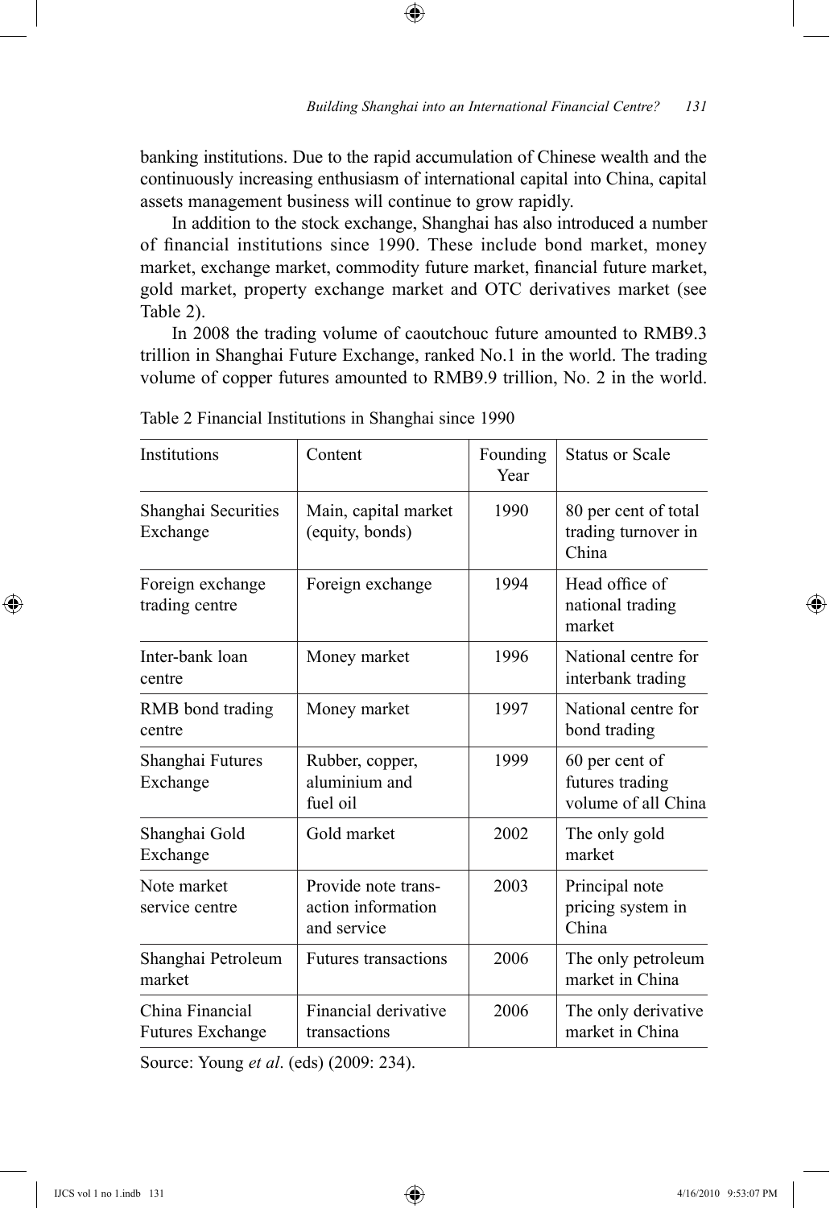banking institutions. Due to the rapid accumulation of Chinese wealth and the continuously increasing enthusiasm of international capital into China, capital assets management business will continue to grow rapidly.

In addition to the stock exchange, Shanghai has also introduced a number of financial institutions since 1990. These include bond market, money market, exchange market, commodity future market, financial future market, gold market, property exchange market and OTC derivatives market (see Table 2).

In 2008 the trading volume of caoutchouc future amounted to RMB9.3 trillion in Shanghai Future Exchange, ranked No.1 in the world. The trading volume of copper futures amounted to RMB9.9 trillion, No. 2 in the world.

Table 2 Financial Institutions in Shanghai since 1990

| Institutions | Content | Founding Year | Status or Scale |
|---|---|---|---|
| Shanghai Securities Exchange | Main, capital market (equity, bonds) | 1990 | 80 per cent of total trading turnover in China |
| Foreign exchange trading centre | Foreign exchange | 1994 | Head office of national trading market |
| Inter-bank loan centre | Money market | 1996 | National centre for interbank trading |
| RMB bond trading centre | Money market | 1997 | National centre for bond trading |
| Shanghai Futures Exchange | Rubber, copper, aluminium and fuel oil | 1999 | 60 per cent of futures trading volume of all China |
| Shanghai Gold Exchange | Gold market | 2002 | The only gold market |
| Note market service centre | Provide note transaction information and service | 2003 | Principal note pricing system in China |
| Shanghai Petroleum market | Futures transactions | 2006 | The only petroleum market in China |
| China Financial Futures Exchange | Financial derivative transactions | 2006 | The only derivative market in China |

Source: Young *et al*. (eds) (2009: 234).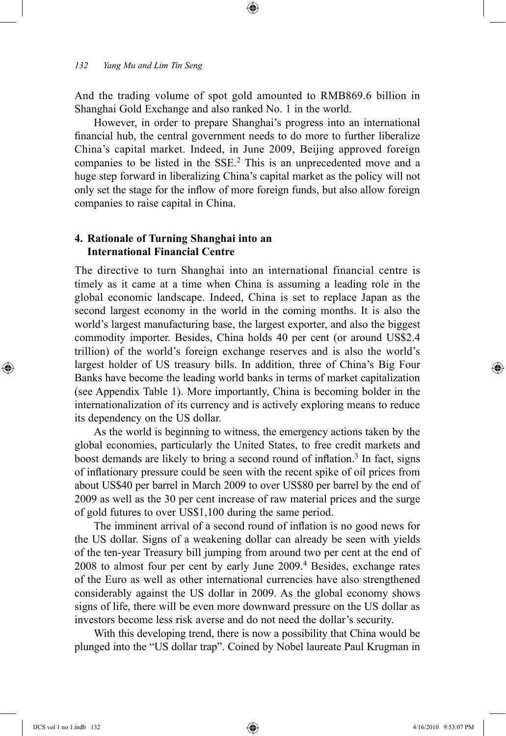And the trading volume of spot gold amounted to RMB869.6 billion in Shanghai Gold Exchange and also ranked No. 1 in the world.

However, in order to prepare Shanghai's progress into an international financial hub, the central government needs to do more to further liberalize China's capital market. Indeed, in June 2009, Beijing approved foreign companies to be listed in the SSE.[2] This is an unprecedented move and a huge step forward in liberalizing China's capital market as the policy will not only set the stage for the inflow of more foreign funds, but also allow foreign companies to raise capital in China.

## 4. Rationale of Turning Shanghai into an International Financial Centre

The directive to turn Shanghai into an international financial centre is timely as it came at a time when China is assuming a leading role in the global economic landscape. Indeed, China is set to replace Japan as the second largest economy in the world in the coming months. It is also the world's largest manufacturing base, the largest exporter, and also the biggest commodity importer. Besides, China holds 40 per cent (or around US$2.4 trillion) of the world's foreign exchange reserves and is also the world's largest holder of US treasury bills. In addition, three of China's Big Four Banks have become the leading world banks in terms of market capitalization (see Appendix Table 1). More importantly, China is becoming bolder in the internationalization of its currency and is actively exploring means to reduce its dependency on the US dollar.

As the world is beginning to witness, the emergency actions taken by the global economies, particularly the United States, to free credit markets and boost demands are likely to bring a second round of inflation.[3] In fact, signs of inflationary pressure could be seen with the recent spike of oil prices from about US$40 per barrel in March 2009 to over US$80 per barrel by the end of 2009 as well as the 30 per cent increase of raw material prices and the surge of gold futures to over US$1,100 during the same period.

The imminent arrival of a second round of inflation is no good news for the US dollar. Signs of a weakening dollar can already be seen with yields of the ten-year Treasury bill jumping from around two per cent at the end of 2008 to almost four per cent by early June 2009.[4] Besides, exchange rates of the Euro as well as other international currencies have also strengthened considerably against the US dollar in 2009. As the global economy shows signs of life, there will be even more downward pressure on the US dollar as investors become less risk averse and do not need the dollar's security.

With this developing trend, there is now a possibility that China would be plunged into the "US dollar trap". Coined by Nobel laureate Paul Krugman in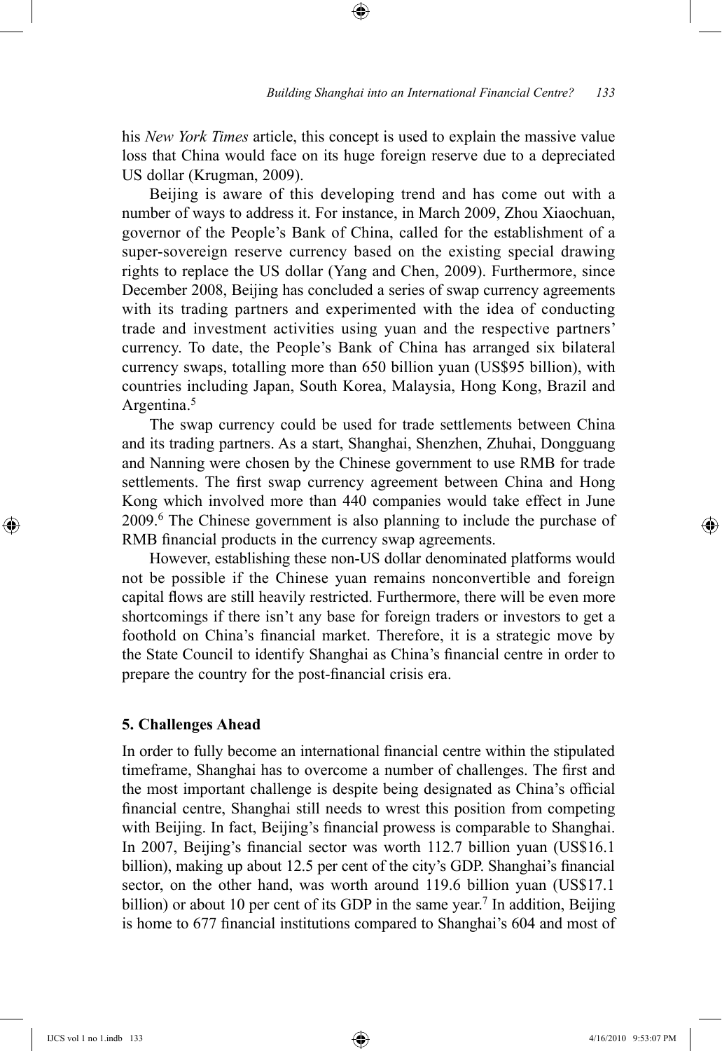his *New York Times* article, this concept is used to explain the massive value loss that China would face on its huge foreign reserve due to a depreciated US dollar (Krugman, 2009).

Beijing is aware of this developing trend and has come out with a number of ways to address it. For instance, in March 2009, Zhou Xiaochuan, governor of the People's Bank of China, called for the establishment of a super-sovereign reserve currency based on the existing special drawing rights to replace the US dollar (Yang and Chen, 2009). Furthermore, since December 2008, Beijing has concluded a series of swap currency agreements with its trading partners and experimented with the idea of conducting trade and investment activities using yuan and the respective partners' currency. To date, the People's Bank of China has arranged six bilateral currency swaps, totalling more than 650 billion yuan (US$95 billion), with countries including Japan, South Korea, Malaysia, Hong Kong, Brazil and Argentina.[5]

The swap currency could be used for trade settlements between China and its trading partners. As a start, Shanghai, Shenzhen, Zhuhai, Dongguang and Nanning were chosen by the Chinese government to use RMB for trade settlements. The first swap currency agreement between China and Hong Kong which involved more than 440 companies would take effect in June 2009.[6] The Chinese government is also planning to include the purchase of RMB financial products in the currency swap agreements.

However, establishing these non-US dollar denominated platforms would not be possible if the Chinese yuan remains nonconvertible and foreign capital flows are still heavily restricted. Furthermore, there will be even more shortcomings if there isn't any base for foreign traders or investors to get a foothold on China's financial market. Therefore, it is a strategic move by the State Council to identify Shanghai as China's financial centre in order to prepare the country for the post-financial crisis era.

## 5. Challenges Ahead

In order to fully become an international financial centre within the stipulated timeframe, Shanghai has to overcome a number of challenges. The first and the most important challenge is despite being designated as China's official financial centre, Shanghai still needs to wrest this position from competing with Beijing. In fact, Beijing's financial prowess is comparable to Shanghai. In 2007, Beijing's financial sector was worth 112.7 billion yuan (US$16.1 billion), making up about 12.5 per cent of the city's GDP. Shanghai's financial sector, on the other hand, was worth around 119.6 billion yuan (US$17.1 billion) or about 10 per cent of its GDP in the same year.[7] In addition, Beijing is home to 677 financial institutions compared to Shanghai's 604 and most of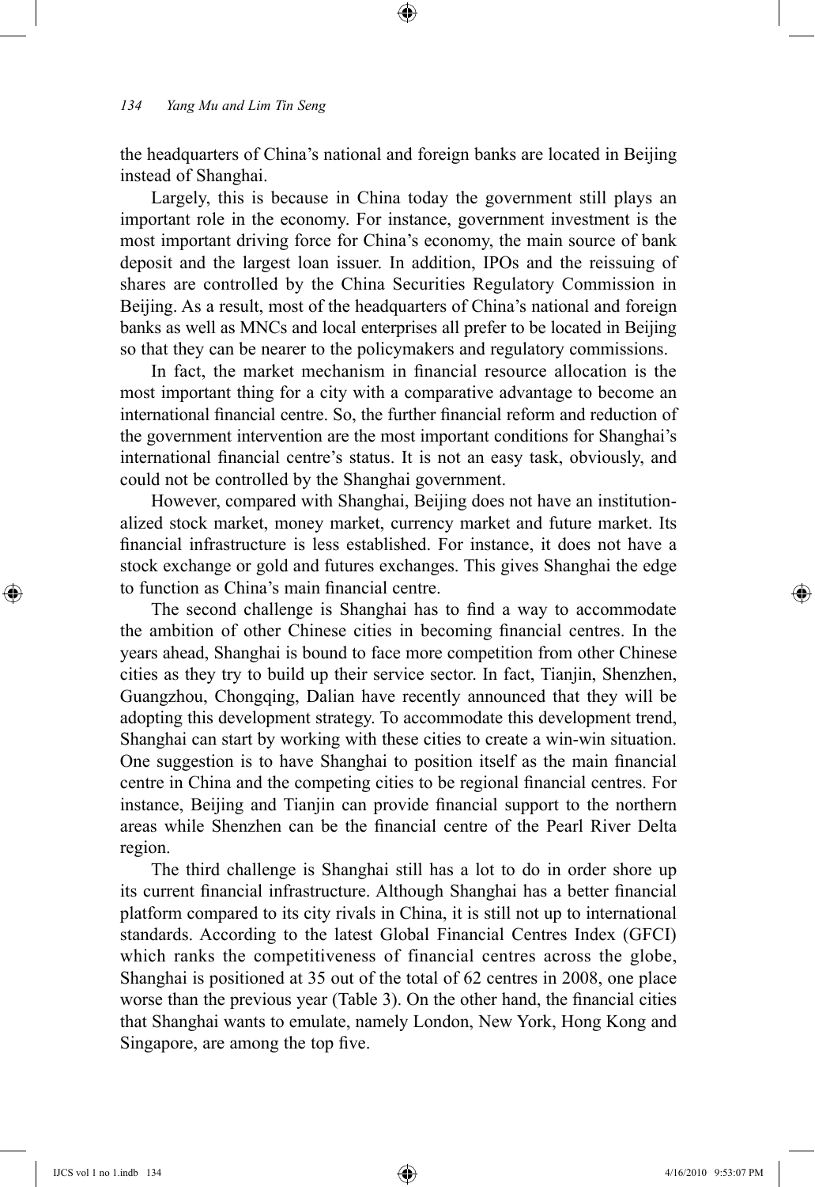the headquarters of China's national and foreign banks are located in Beijing instead of Shanghai.

Largely, this is because in China today the government still plays an important role in the economy. For instance, government investment is the most important driving force for China's economy, the main source of bank deposit and the largest loan issuer. In addition, IPOs and the reissuing of shares are controlled by the China Securities Regulatory Commission in Beijing. As a result, most of the headquarters of China's national and foreign banks as well as MNCs and local enterprises all prefer to be located in Beijing so that they can be nearer to the policymakers and regulatory commissions.

In fact, the market mechanism in financial resource allocation is the most important thing for a city with a comparative advantage to become an international financial centre. So, the further financial reform and reduction of the government intervention are the most important conditions for Shanghai's international financial centre's status. It is not an easy task, obviously, and could not be controlled by the Shanghai government.

However, compared with Shanghai, Beijing does not have an institutionalized stock market, money market, currency market and future market. Its financial infrastructure is less established. For instance, it does not have a stock exchange or gold and futures exchanges. This gives Shanghai the edge to function as China's main financial centre.

The second challenge is Shanghai has to find a way to accommodate the ambition of other Chinese cities in becoming financial centres. In the years ahead, Shanghai is bound to face more competition from other Chinese cities as they try to build up their service sector. In fact, Tianjin, Shenzhen, Guangzhou, Chongqing, Dalian have recently announced that they will be adopting this development strategy. To accommodate this development trend, Shanghai can start by working with these cities to create a win-win situation. One suggestion is to have Shanghai to position itself as the main financial centre in China and the competing cities to be regional financial centres. For instance, Beijing and Tianjin can provide financial support to the northern areas while Shenzhen can be the financial centre of the Pearl River Delta region.

The third challenge is Shanghai still has a lot to do in order shore up its current financial infrastructure. Although Shanghai has a better financial platform compared to its city rivals in China, it is still not up to international standards. According to the latest Global Financial Centres Index (GFCI) which ranks the competitiveness of financial centres across the globe, Shanghai is positioned at 35 out of the total of 62 centres in 2008, one place worse than the previous year (Table 3). On the other hand, the financial cities that Shanghai wants to emulate, namely London, New York, Hong Kong and Singapore, are among the top five.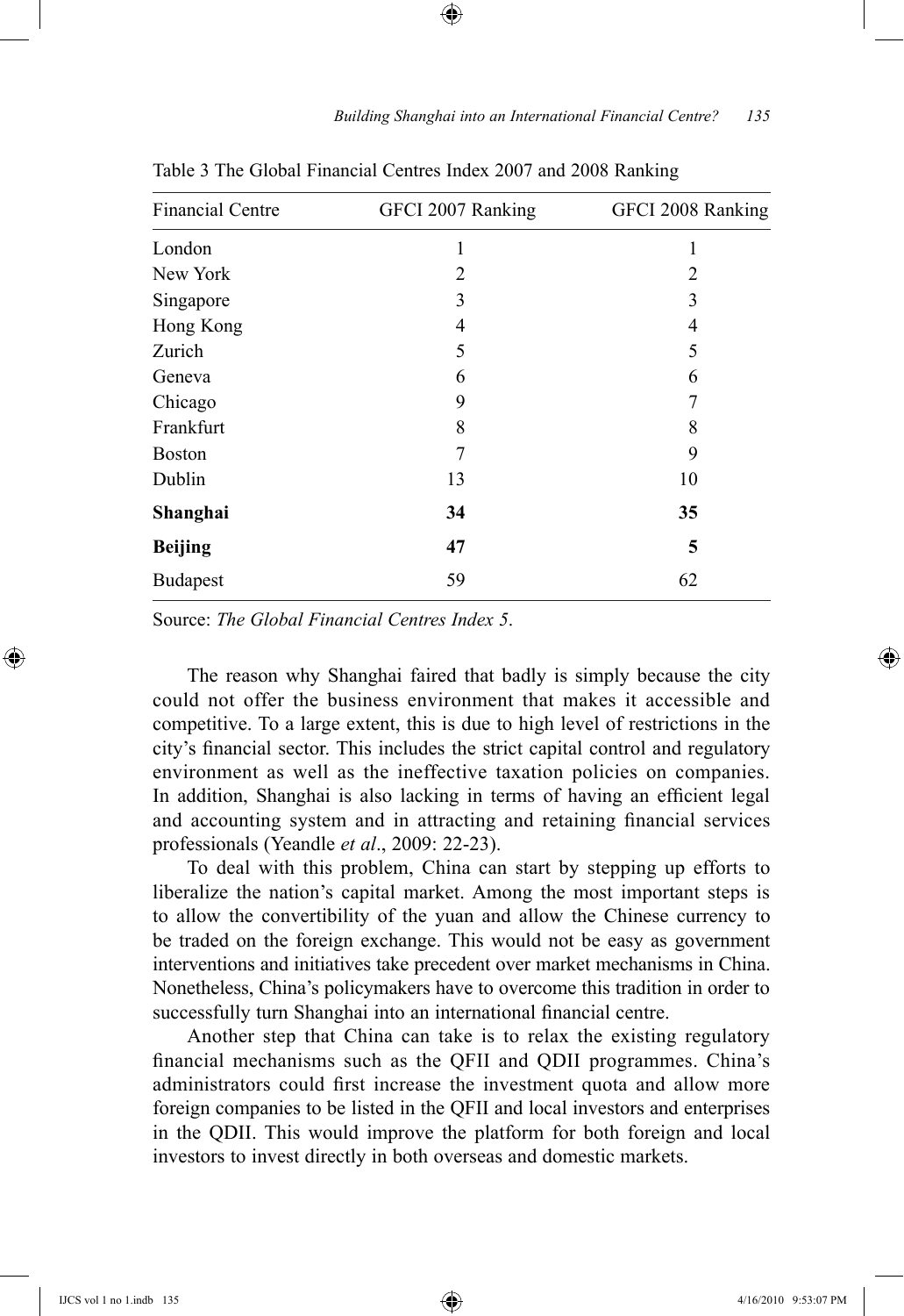Table 3 The Global Financial Centres Index 2007 and 2008 Ranking

| Financial Centre | GFCI 2007 Ranking | GFCI 2008 Ranking |
|---|---|---|
| London | 1 | 1 |
| New York | 2 | 2 |
| Singapore | 3 | 3 |
| Hong Kong | 4 | 4 |
| Zurich | 5 | 5 |
| Geneva | 6 | 6 |
| Chicago | 9 | 7 |
| Frankfurt | 8 | 8 |
| Boston | 7 | 9 |
| Dublin | 13 | 10 |
| **Shanghai** | **34** | **35** |
| **Beijing** | **47** | **5** |
| Budapest | 59 | 62 |

Source: *The Global Financial Centres Index 5*.

The reason why Shanghai faired that badly is simply because the city could not offer the business environment that makes it accessible and competitive. To a large extent, this is due to high level of restrictions in the city's financial sector. This includes the strict capital control and regulatory environment as well as the ineffective taxation policies on companies. In addition, Shanghai is also lacking in terms of having an efficient legal and accounting system and in attracting and retaining financial services professionals (Yeandle *et al*., 2009: 22-23).

To deal with this problem, China can start by stepping up efforts to liberalize the nation's capital market. Among the most important steps is to allow the convertibility of the yuan and allow the Chinese currency to be traded on the foreign exchange. This would not be easy as government interventions and initiatives take precedent over market mechanisms in China. Nonetheless, China's policymakers have to overcome this tradition in order to successfully turn Shanghai into an international financial centre.

Another step that China can take is to relax the existing regulatory financial mechanisms such as the QFII and QDII programmes. China's administrators could first increase the investment quota and allow more foreign companies to be listed in the QFII and local investors and enterprises in the QDII. This would improve the platform for both foreign and local investors to invest directly in both overseas and domestic markets.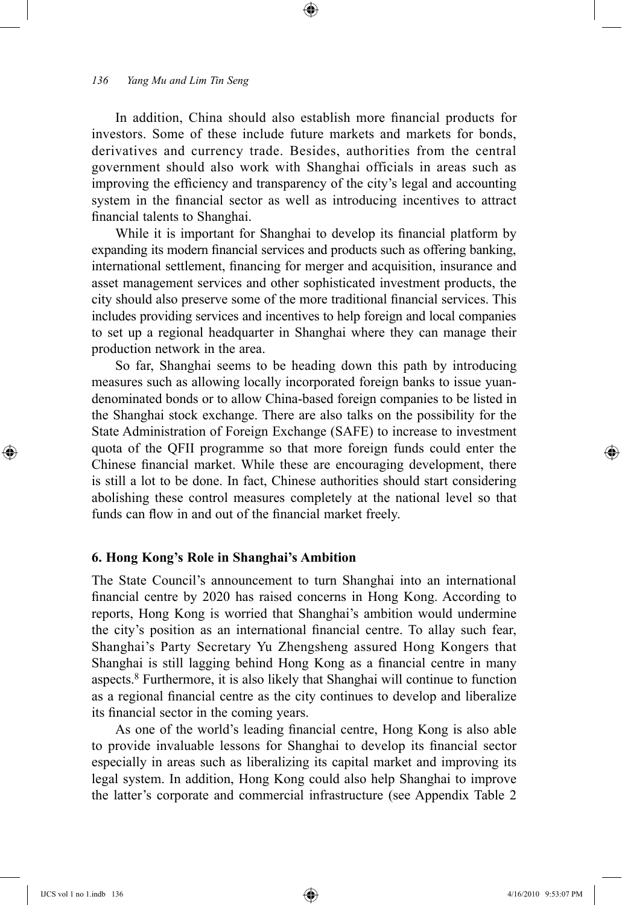In addition, China should also establish more financial products for investors. Some of these include future markets and markets for bonds, derivatives and currency trade. Besides, authorities from the central government should also work with Shanghai officials in areas such as improving the efficiency and transparency of the city's legal and accounting system in the financial sector as well as introducing incentives to attract financial talents to Shanghai.

While it is important for Shanghai to develop its financial platform by expanding its modern financial services and products such as offering banking, international settlement, financing for merger and acquisition, insurance and asset management services and other sophisticated investment products, the city should also preserve some of the more traditional financial services. This includes providing services and incentives to help foreign and local companies to set up a regional headquarter in Shanghai where they can manage their production network in the area.

So far, Shanghai seems to be heading down this path by introducing measures such as allowing locally incorporated foreign banks to issue yuan-denominated bonds or to allow China-based foreign companies to be listed in the Shanghai stock exchange. There are also talks on the possibility for the State Administration of Foreign Exchange (SAFE) to increase to investment quota of the QFII programme so that more foreign funds could enter the Chinese financial market. While these are encouraging development, there is still a lot to be done. In fact, Chinese authorities should start considering abolishing these control measures completely at the national level so that funds can flow in and out of the financial market freely.

## 6. Hong Kong's Role in Shanghai's Ambition

The State Council's announcement to turn Shanghai into an international financial centre by 2020 has raised concerns in Hong Kong. According to reports, Hong Kong is worried that Shanghai's ambition would undermine the city's position as an international financial centre. To allay such fear, Shanghai's Party Secretary Yu Zhengsheng assured Hong Kongers that Shanghai is still lagging behind Hong Kong as a financial centre in many aspects.[8] Furthermore, it is also likely that Shanghai will continue to function as a regional financial centre as the city continues to develop and liberalize its financial sector in the coming years.

As one of the world's leading financial centre, Hong Kong is also able to provide invaluable lessons for Shanghai to develop its financial sector especially in areas such as liberalizing its capital market and improving its legal system. In addition, Hong Kong could also help Shanghai to improve the latter's corporate and commercial infrastructure (see Appendix Table 2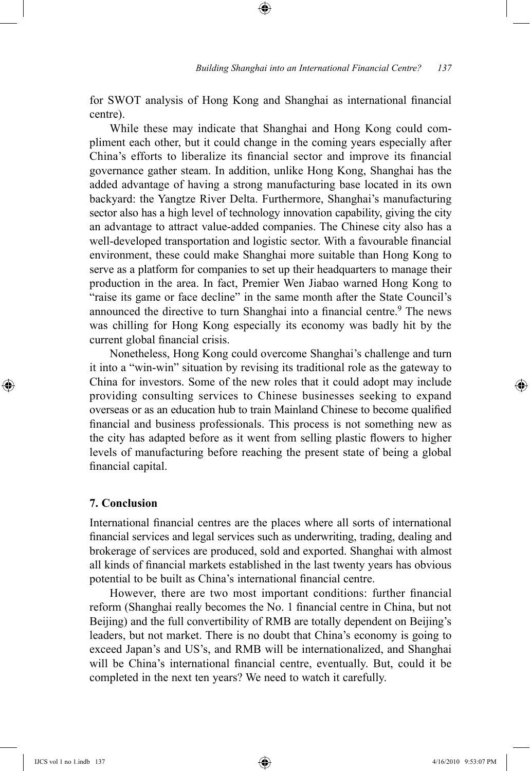for SWOT analysis of Hong Kong and Shanghai as international financial centre).

While these may indicate that Shanghai and Hong Kong could compliment each other, but it could change in the coming years especially after China's efforts to liberalize its financial sector and improve its financial governance gather steam. In addition, unlike Hong Kong, Shanghai has the added advantage of having a strong manufacturing base located in its own backyard: the Yangtze River Delta. Furthermore, Shanghai's manufacturing sector also has a high level of technology innovation capability, giving the city an advantage to attract value-added companies. The Chinese city also has a well-developed transportation and logistic sector. With a favourable financial environment, these could make Shanghai more suitable than Hong Kong to serve as a platform for companies to set up their headquarters to manage their production in the area. In fact, Premier Wen Jiabao warned Hong Kong to "raise its game or face decline" in the same month after the State Council's announced the directive to turn Shanghai into a financial centre.[9] The news was chilling for Hong Kong especially its economy was badly hit by the current global financial crisis.

Nonetheless, Hong Kong could overcome Shanghai's challenge and turn it into a "win-win" situation by revising its traditional role as the gateway to China for investors. Some of the new roles that it could adopt may include providing consulting services to Chinese businesses seeking to expand overseas or as an education hub to train Mainland Chinese to become qualified financial and business professionals. This process is not something new as the city has adapted before as it went from selling plastic flowers to higher levels of manufacturing before reaching the present state of being a global financial capital.

## 7. Conclusion

International financial centres are the places where all sorts of international financial services and legal services such as underwriting, trading, dealing and brokerage of services are produced, sold and exported. Shanghai with almost all kinds of financial markets established in the last twenty years has obvious potential to be built as China's international financial centre.

However, there are two most important conditions: further financial reform (Shanghai really becomes the No. 1 financial centre in China, but not Beijing) and the full convertibility of RMB are totally dependent on Beijing's leaders, but not market. There is no doubt that China's economy is going to exceed Japan's and US's, and RMB will be internationalized, and Shanghai will be China's international financial centre, eventually. But, could it be completed in the next ten years? We need to watch it carefully.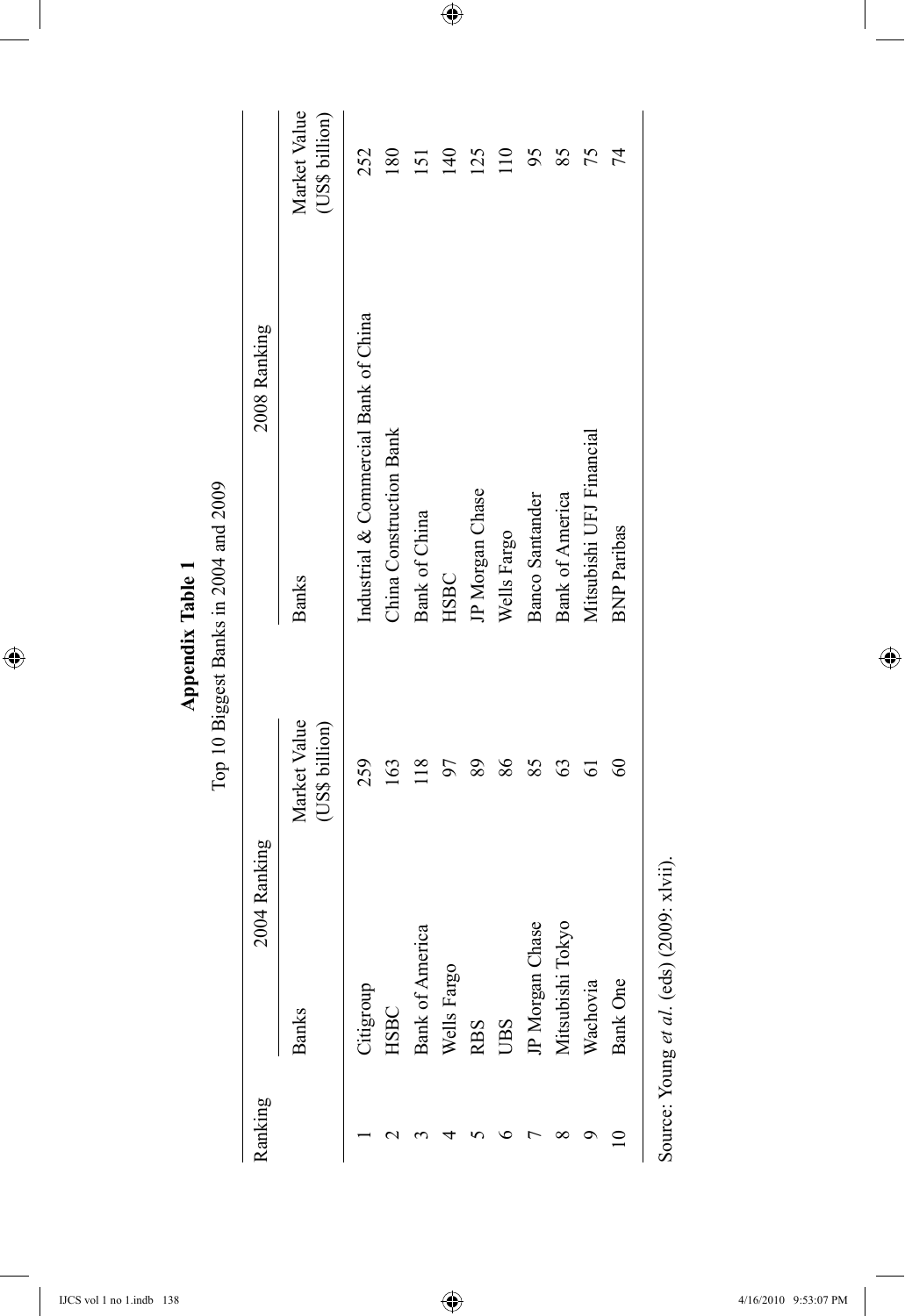**Appendix Table 1**

Top 10 Biggest Banks in 2004 and 2009

| Ranking | 2004 Ranking | | 2008 Ranking | |
|---|---|---|---|---|
| | Banks | Market Value (US$ billion) | Banks | Market Value (US$ billion) |
| 1 | Citigroup | 259 | Industrial & Commercial Bank of China | 252 |
| 2 | HSBC | 163 | China Construction Bank | 180 |
| 3 | Bank of America | 118 | Bank of China | 151 |
| 4 | Wells Fargo | 97 | HSBC | 140 |
| 5 | RBS | 89 | JP Morgan Chase | 125 |
| 6 | UBS | 86 | Wells Fargo | 110 |
| 7 | JP Morgan Chase | 85 | Banco Santander | 95 |
| 8 | Mitsubishi Tokyo | 63 | Bank of America | 85 |
| 9 | Wachovia | 61 | Mitsubishi UFJ Financial | 75 |
| 10 | Bank One | 60 | BNP Paribas | 74 |

Source: Young *et al*. (eds) (2009: xlvii).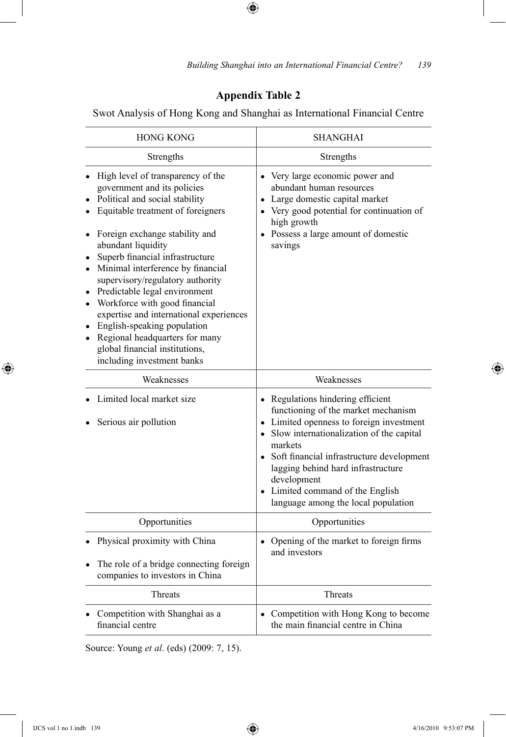## Appendix Table 2

Swot Analysis of Hong Kong and Shanghai as International Financial Centre

| HONG KONG | SHANGHAI |
|---|---|
| Strengths | Strengths |
| • High level of transparency of the government and its policies<br>• Political and social stability<br>• Equitable treatment of foreigners<br>• Foreign exchange stability and abundant liquidity<br>• Superb financial infrastructure<br>• Minimal interference by financial supervisory/regulatory authority<br>• Predictable legal environment<br>• Workforce with good financial expertise and international experiences<br>• English-speaking population<br>• Regional headquarters for many global financial institutions, including investment banks | • Very large economic power and abundant human resources<br>• Large domestic capital market<br>• Very good potential for continuation of high growth<br>• Possess a large amount of domestic savings |
| Weaknesses | Weaknesses |
| • Limited local market size<br>• Serious air pollution | • Regulations hindering efficient functioning of the market mechanism<br>• Limited openness to foreign investment<br>• Slow internationalization of the capital markets<br>• Soft financial infrastructure development lagging behind hard infrastructure development<br>• Limited command of the English language among the local population |
| Opportunities | Opportunities |
| • Physical proximity with China<br>• The role of a bridge connecting foreign companies to investors in China | • Opening of the market to foreign firms and investors |
| Threats | Threats |
| • Competition with Shanghai as a financial centre | • Competition with Hong Kong to become the main financial centre in China |

Source: Young *et al*. (eds) (2009: 7, 15).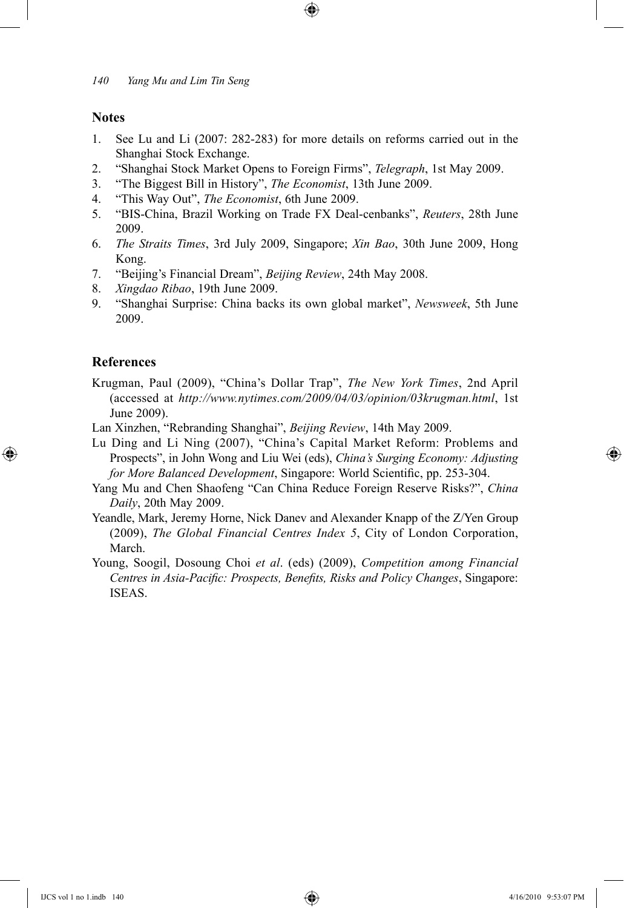## Notes

1. See Lu and Li (2007: 282-283) for more details on reforms carried out in the Shanghai Stock Exchange.
2. "Shanghai Stock Market Opens to Foreign Firms", *Telegraph*, 1st May 2009.
3. "The Biggest Bill in History", *The Economist*, 13th June 2009.
4. "This Way Out", *The Economist*, 6th June 2009.
5. "BIS-China, Brazil Working on Trade FX Deal-cenbanks", *Reuters*, 28th June 2009.
6. *The Straits Times*, 3rd July 2009, Singapore; *Xin Bao*, 30th June 2009, Hong Kong.
7. "Beijing's Financial Dream", *Beijing Review*, 24th May 2008.
8. *Xingdao Ribao*, 19th June 2009.
9. "Shanghai Surprise: China backs its own global market", *Newsweek*, 5th June 2009.

## References

Krugman, Paul (2009), "China's Dollar Trap", *The New York Times*, 2nd April (accessed at *http://www.nytimes.com/2009/04/03/opinion/03krugman.html*, 1st June 2009).

Lan Xinzhen, "Rebranding Shanghai", *Beijing Review*, 14th May 2009.

Lu Ding and Li Ning (2007), "China's Capital Market Reform: Problems and Prospects", in John Wong and Liu Wei (eds), *China's Surging Economy: Adjusting for More Balanced Development*, Singapore: World Scientific, pp. 253-304.

Yang Mu and Chen Shaofeng "Can China Reduce Foreign Reserve Risks?", *China Daily*, 20th May 2009.

Yeandle, Mark, Jeremy Horne, Nick Danev and Alexander Knapp of the Z/Yen Group (2009), *The Global Financial Centres Index 5*, City of London Corporation, March.

Young, Soogil, Dosoung Choi *et al*. (eds) (2009), *Competition among Financial Centres in Asia-Pacific: Prospects, Benefits, Risks and Policy Changes*, Singapore: ISEAS.